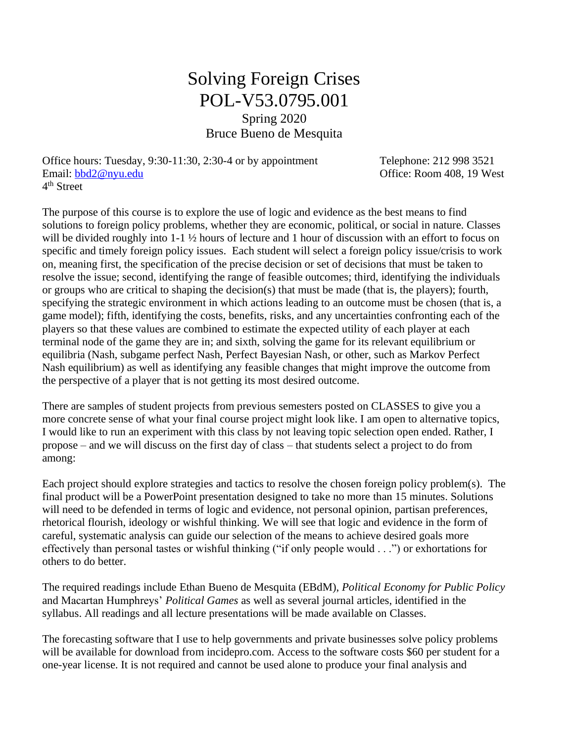# Solving Foreign Crises
# POL-V53.0795.001

### Spring 2020
### Bruce Bueno de Mesquita

Office hours: Tuesday, 9:30-11:30, 2:30-4 or by appointment
Telephone: 212 998 3521
Email: bbd2@nyu.edu
Office: Room 408, 19 West 4th Street

The purpose of this course is to explore the use of logic and evidence as the best means to find solutions to foreign policy problems, whether they are economic, political, or social in nature. Classes will be divided roughly into 1-1 ½ hours of lecture and 1 hour of discussion with an effort to focus on specific and timely foreign policy issues. Each student will select a foreign policy issue/crisis to work on, meaning first, the specification of the precise decision or set of decisions that must be taken to resolve the issue; second, identifying the range of feasible outcomes; third, identifying the individuals or groups who are critical to shaping the decision(s) that must be made (that is, the players); fourth, specifying the strategic environment in which actions leading to an outcome must be chosen (that is, a game model); fifth, identifying the costs, benefits, risks, and any uncertainties confronting each of the players so that these values are combined to estimate the expected utility of each player at each terminal node of the game they are in; and sixth, solving the game for its relevant equilibrium or equilibria (Nash, subgame perfect Nash, Perfect Bayesian Nash, or other, such as Markov Perfect Nash equilibrium) as well as identifying any feasible changes that might improve the outcome from the perspective of a player that is not getting its most desired outcome.

There are samples of student projects from previous semesters posted on CLASSES to give you a more concrete sense of what your final course project might look like. I am open to alternative topics, I would like to run an experiment with this class by not leaving topic selection open ended. Rather, I propose – and we will discuss on the first day of class – that students select a project to do from among:

Each project should explore strategies and tactics to resolve the chosen foreign policy problem(s). The final product will be a PowerPoint presentation designed to take no more than 15 minutes. Solutions will need to be defended in terms of logic and evidence, not personal opinion, partisan preferences, rhetorical flourish, ideology or wishful thinking. We will see that logic and evidence in the form of careful, systematic analysis can guide our selection of the means to achieve desired goals more effectively than personal tastes or wishful thinking ("if only people would . . .") or exhortations for others to do better.

The required readings include Ethan Bueno de Mesquita (EBdM), *Political Economy for Public Policy* and Macartan Humphreys' *Political Games* as well as several journal articles, identified in the syllabus. All readings and all lecture presentations will be made available on Classes.

The forecasting software that I use to help governments and private businesses solve policy problems will be available for download from incidepro.com. Access to the software costs $60 per student for a one-year license. It is not required and cannot be used alone to produce your final analysis and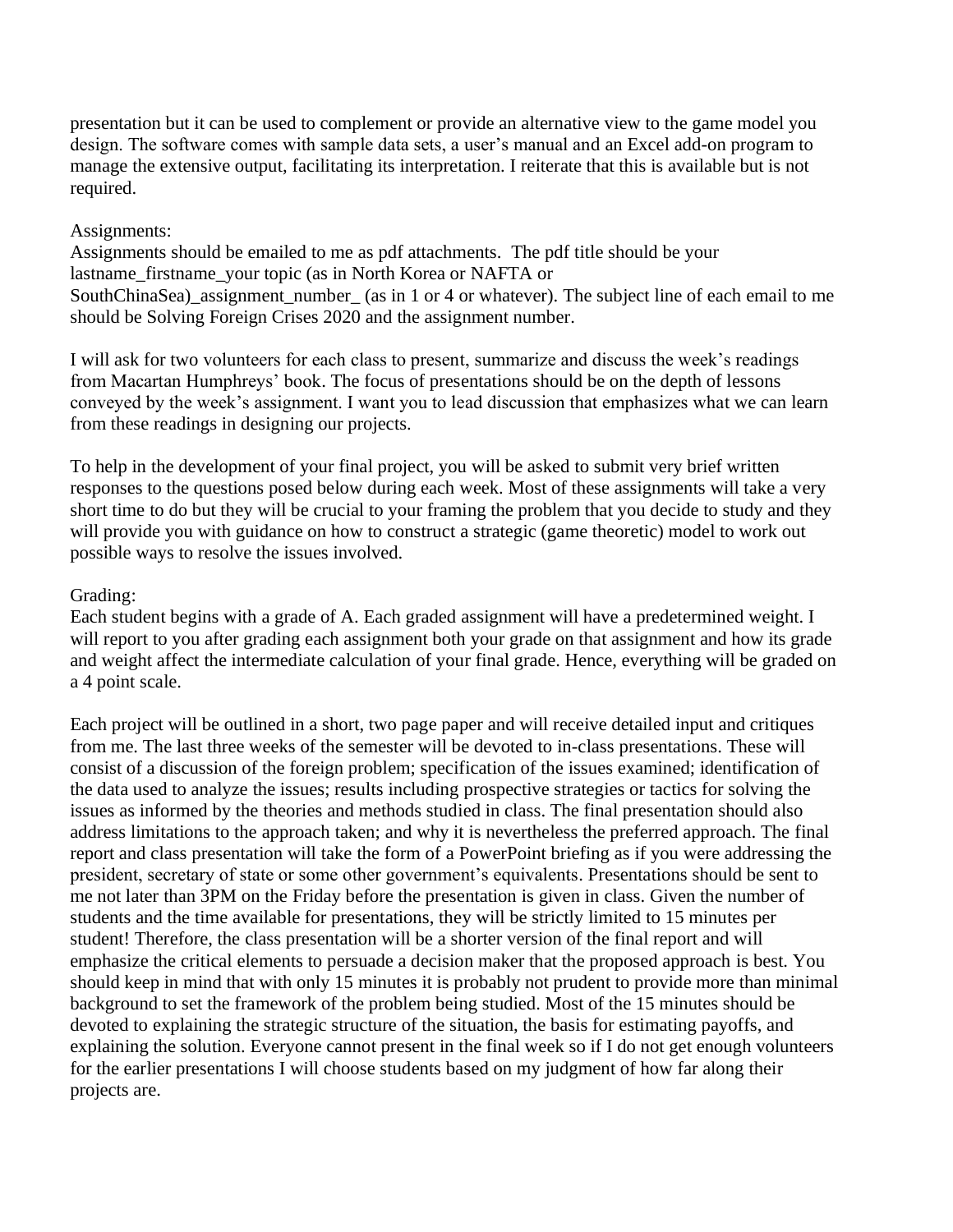presentation but it can be used to complement or provide an alternative view to the game model you design. The software comes with sample data sets, a user's manual and an Excel add-on program to manage the extensive output, facilitating its interpretation. I reiterate that this is available but is not required.

Assignments:
Assignments should be emailed to me as pdf attachments. The pdf title should be your lastname_firstname_your topic (as in North Korea or NAFTA or SouthChinaSea)_assignment_number_ (as in 1 or 4 or whatever). The subject line of each email to me should be Solving Foreign Crises 2020 and the assignment number.

I will ask for two volunteers for each class to present, summarize and discuss the week's readings from Macartan Humphreys' book. The focus of presentations should be on the depth of lessons conveyed by the week's assignment. I want you to lead discussion that emphasizes what we can learn from these readings in designing our projects.

To help in the development of your final project, you will be asked to submit very brief written responses to the questions posed below during each week. Most of these assignments will take a very short time to do but they will be crucial to your framing the problem that you decide to study and they will provide you with guidance on how to construct a strategic (game theoretic) model to work out possible ways to resolve the issues involved.

Grading:
Each student begins with a grade of A. Each graded assignment will have a predetermined weight. I will report to you after grading each assignment both your grade on that assignment and how its grade and weight affect the intermediate calculation of your final grade. Hence, everything will be graded on a 4 point scale.

Each project will be outlined in a short, two page paper and will receive detailed input and critiques from me. The last three weeks of the semester will be devoted to in-class presentations. These will consist of a discussion of the foreign problem; specification of the issues examined; identification of the data used to analyze the issues; results including prospective strategies or tactics for solving the issues as informed by the theories and methods studied in class. The final presentation should also address limitations to the approach taken; and why it is nevertheless the preferred approach. The final report and class presentation will take the form of a PowerPoint briefing as if you were addressing the president, secretary of state or some other government's equivalents. Presentations should be sent to me not later than 3PM on the Friday before the presentation is given in class. Given the number of students and the time available for presentations, they will be strictly limited to 15 minutes per student! Therefore, the class presentation will be a shorter version of the final report and will emphasize the critical elements to persuade a decision maker that the proposed approach is best. You should keep in mind that with only 15 minutes it is probably not prudent to provide more than minimal background to set the framework of the problem being studied. Most of the 15 minutes should be devoted to explaining the strategic structure of the situation, the basis for estimating payoffs, and explaining the solution. Everyone cannot present in the final week so if I do not get enough volunteers for the earlier presentations I will choose students based on my judgment of how far along their projects are.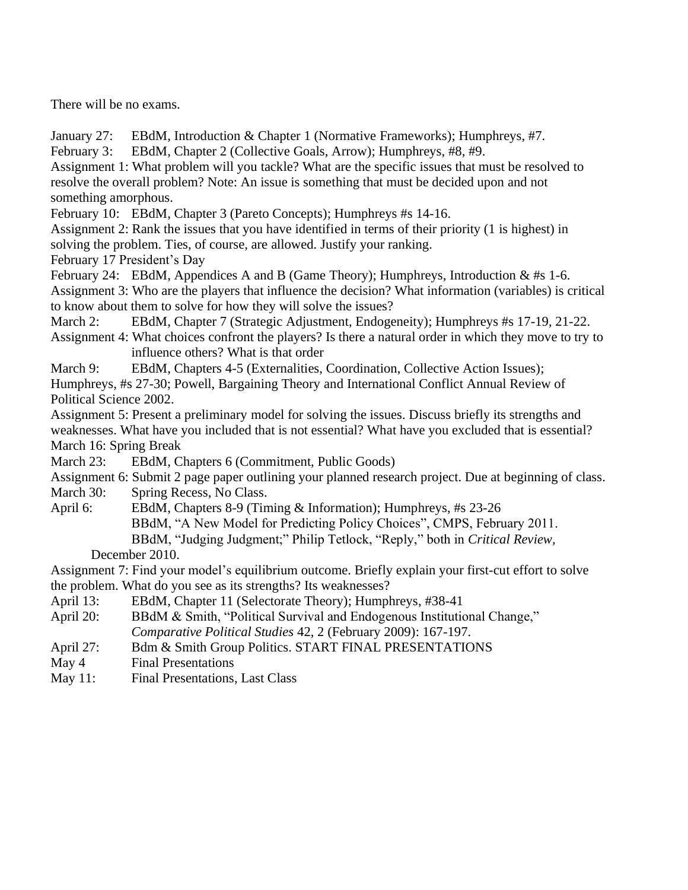There will be no exams.

January 27: EBdM, Introduction & Chapter 1 (Normative Frameworks); Humphreys, #7.
February 3: EBdM, Chapter 2 (Collective Goals, Arrow); Humphreys, #8, #9.
Assignment 1: What problem will you tackle? What are the specific issues that must be resolved to resolve the overall problem? Note: An issue is something that must be decided upon and not something amorphous.
February 10: EBdM, Chapter 3 (Pareto Concepts); Humphreys #s 14-16.
Assignment 2: Rank the issues that you have identified in terms of their priority (1 is highest) in solving the problem. Ties, of course, are allowed. Justify your ranking.
February 17 President's Day
February 24: EBdM, Appendices A and B (Game Theory); Humphreys, Introduction & #s 1-6.
Assignment 3: Who are the players that influence the decision? What information (variables) is critical to know about them to solve for how they will solve the issues?
March 2: EBdM, Chapter 7 (Strategic Adjustment, Endogeneity); Humphreys #s 17-19, 21-22.
Assignment 4: What choices confront the players? Is there a natural order in which they move to try to influence others? What is that order
March 9: EBdM, Chapters 4-5 (Externalities, Coordination, Collective Action Issues); Humphreys, #s 27-30; Powell, Bargaining Theory and International Conflict Annual Review of Political Science 2002.
Assignment 5: Present a preliminary model for solving the issues. Discuss briefly its strengths and weaknesses. What have you included that is not essential? What have you excluded that is essential?
March 16: Spring Break
March 23: EBdM, Chapters 6 (Commitment, Public Goods)
Assignment 6: Submit 2 page paper outlining your planned research project. Due at beginning of class.
March 30: Spring Recess, No Class.
April 6: EBdM, Chapters 8-9 (Timing & Information); Humphreys, #s 23-26
BBdM, "A New Model for Predicting Policy Choices", CMPS, February 2011.
BBdM, "Judging Judgment;" Philip Tetlock, "Reply," both in *Critical Review,* December 2010.
Assignment 7: Find your model's equilibrium outcome. Briefly explain your first-cut effort to solve the problem. What do you see as its strengths? Its weaknesses?
April 13: EBdM, Chapter 11 (Selectorate Theory); Humphreys, #38-41
April 20: BBdM & Smith, "Political Survival and Endogenous Institutional Change," *Comparative Political Studies* 42, 2 (February 2009): 167-197.
April 27: Bdm & Smith Group Politics. START FINAL PRESENTATIONS
May 4 Final Presentations
May 11: Final Presentations, Last Class